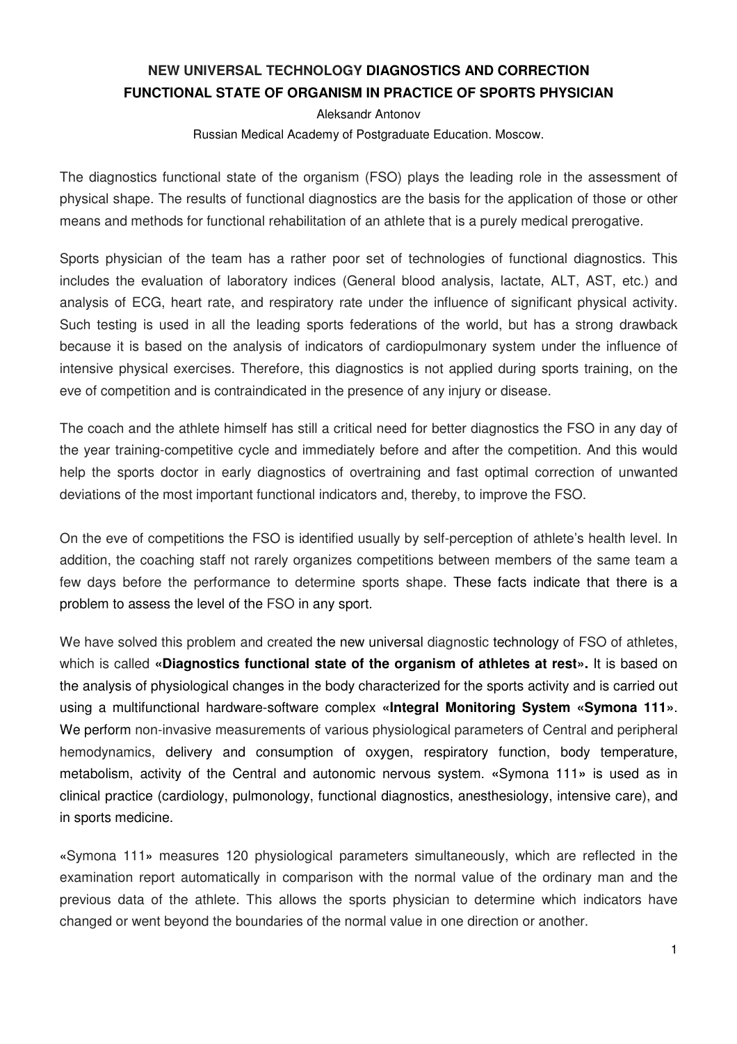# NEW UNIVERSAL TECHNOLOGY DIAGNOSTICS AND CORRECTION FUNCTIONAL STATE OF ORGANISM IN PRACTICE OF SPORTS PHYSICIAN

Aleksandr Antonov

Russian Medical Academy of Postgraduate Education. Moscow.

The diagnostics functional state of the organism (FSO) plays the leading role in the assessment of physical shape. The results of functional diagnostics are the basis for the application of those or other means and methods for functional rehabilitation of an athlete that is a purely medical prerogative.

Sports physician of the team has a rather poor set of technologies of functional diagnostics. This includes the evaluation of laboratory indices (General blood analysis, lactate, ALT, AST, etc.) and analysis of ECG, heart rate, and respiratory rate under the influence of significant physical activity. Such testing is used in all the leading sports federations of the world, but has a strong drawback because it is based on the analysis of indicators of cardiopulmonary system under the influence of intensive physical exercises. Therefore, this diagnostics is not applied during sports training, on the eve of competition and is contraindicated in the presence of any injury or disease.

The coach and the athlete himself has still a critical need for better diagnostics the FSO in any day of the year training-competitive cycle and immediately before and after the competition. And this would help the sports doctor in early diagnostics of overtraining and fast optimal correction of unwanted deviations of the most important functional indicators and, thereby, to improve the FSO.

On the eve of competitions the FSO is identified usually by self-perception of athlete's health level. In addition, the coaching staff not rarely organizes competitions between members of the same team a few days before the performance to determine sports shape. These facts indicate that there is a problem to assess the level of the FSO in any sport.

We have solved this problem and created the new universal diagnostic technology of FSO of athletes, which is called **«Diagnostics functional state of the organism of athletes at rest».** It is based on the analysis of physiological changes in the body characterized for the sports activity and is carried out using a multifunctional hardware-software complex **«Integral Monitoring System «Symona 111»**. We perform non-invasive measurements of various physiological parameters of Central and peripheral hemodynamics, delivery and consumption of oxygen, respiratory function, body temperature, metabolism, activity of the Central and autonomic nervous system. «Symona 111» is used as in clinical practice (cardiology, pulmonology, functional diagnostics, anesthesiology, intensive care), and in sports medicine.

«Symona 111» measures 120 physiological parameters simultaneously, which are reflected in the examination report automatically in comparison with the normal value of the ordinary man and the previous data of the athlete. This allows the sports physician to determine which indicators have changed or went beyond the boundaries of the normal value in one direction or another.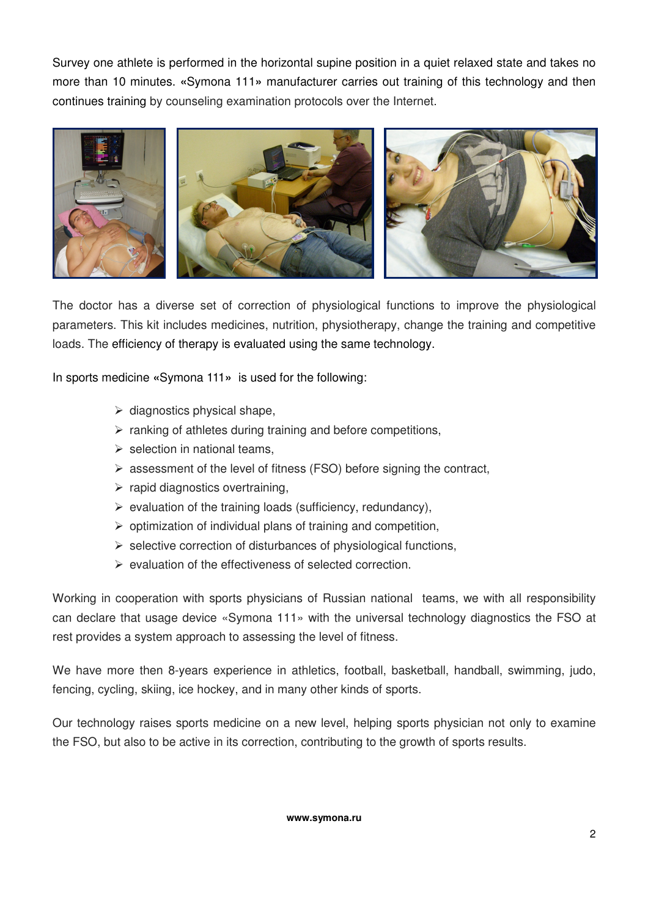Survey one athlete is performed in the horizontal supine position in a quiet relaxed state and takes no more than 10 minutes. «Symona 111» manufacturer carries out training of this technology and then continues training by counseling examination protocols over the Internet.

The doctor has a diverse set of correction of physiological functions to improve the physiological parameters. This kit includes medicines, nutrition, physiotherapy, change the training and competitive loads. The efficiency of therapy is evaluated using the same technology.

In sports medicine «Symona 111» is used for the following:

- diagnostics physical shape,
- ranking of athletes during training and before competitions,
- selection in national teams,
- assessment of the level of fitness (FSO) before signing the contract,
- rapid diagnostics overtraining,
- evaluation of the training loads (sufficiency, redundancy),
- optimization of individual plans of training and competition,
- selective correction of disturbances of physiological functions,
- evaluation of the effectiveness of selected correction.

Working in cooperation with sports physicians of Russian national teams, we with all responsibility can declare that usage device «Symona 111» with the universal technology diagnostics the FSO at rest provides a system approach to assessing the level of fitness.

We have more then 8-years experience in athletics, football, basketball, handball, swimming, judo, fencing, cycling, skiing, ice hockey, and in many other kinds of sports.

Our technology raises sports medicine on a new level, helping sports physician not only to examine the FSO, but also to be active in its correction, contributing to the growth of sports results.

**www.symona.ru**